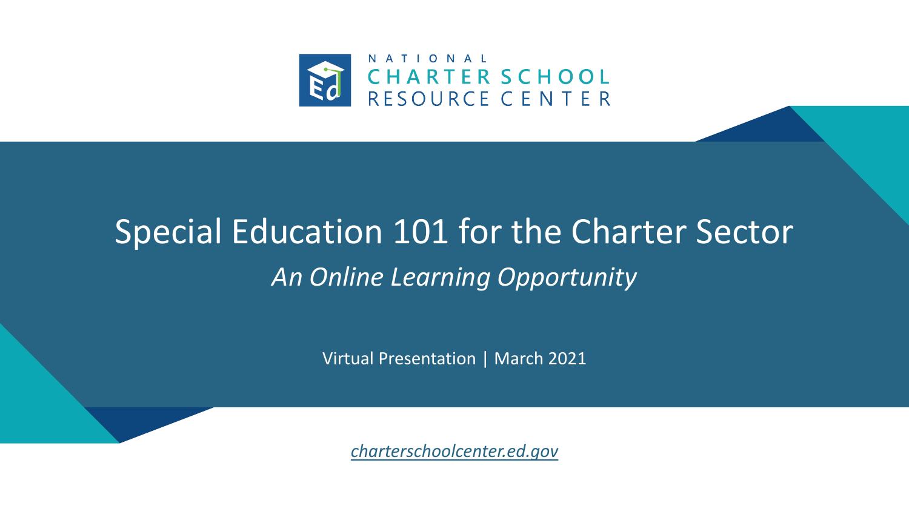NATIONAL CHARTER SCHOOL RESOURCE CENTER

# Special Education 101 for the Charter Sector

*An Online Learning Opportunity*

Virtual Presentation | March 2021

*charterschoolcenter.ed.gov*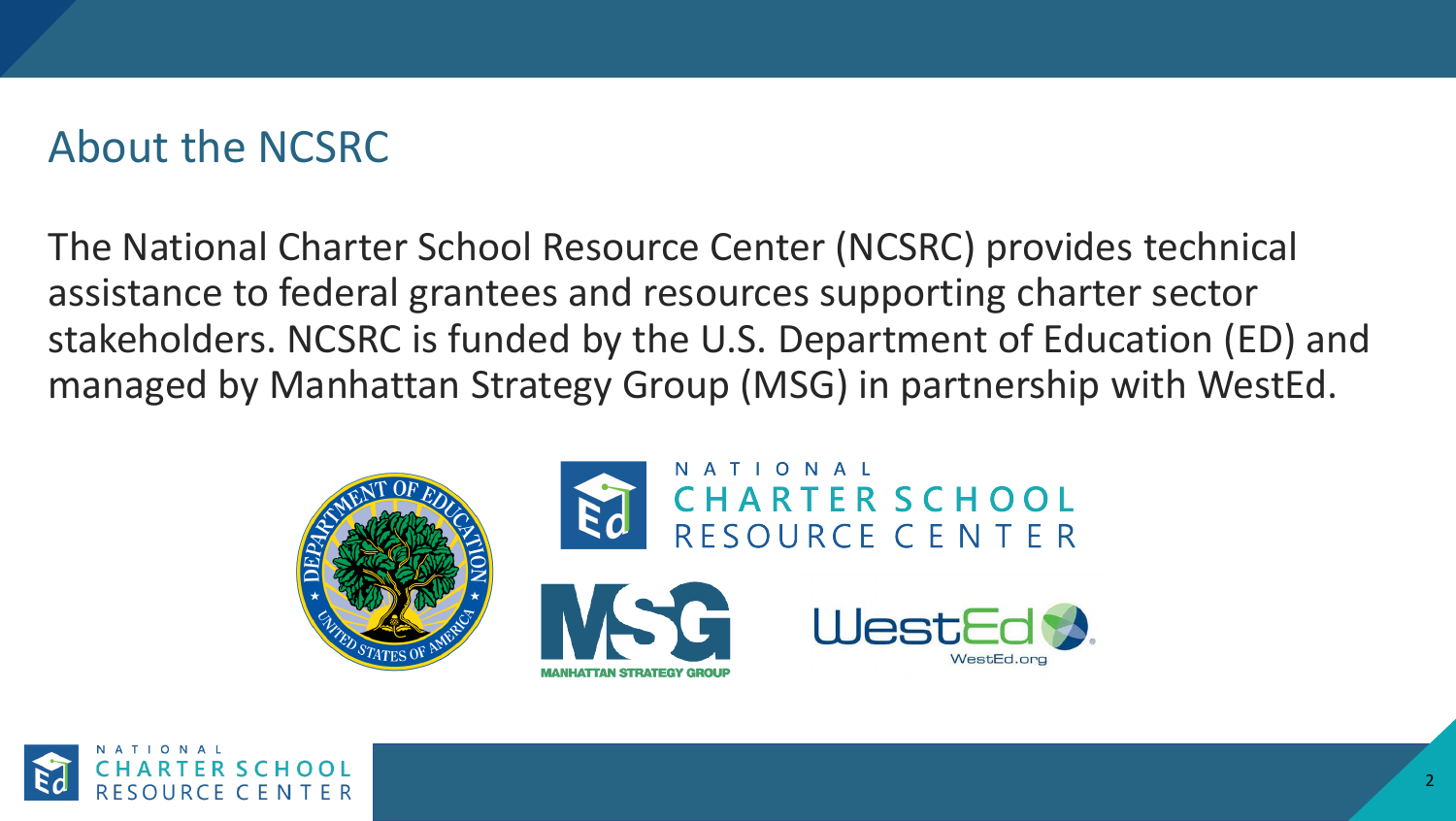## About the NCSRC

The National Charter School Resource Center (NCSRC) provides technical assistance to federal grantees and resources supporting charter sector stakeholders. NCSRC is funded by the U.S. Department of Education (ED) and managed by Manhattan Strategy Group (MSG) in partnership with WestEd.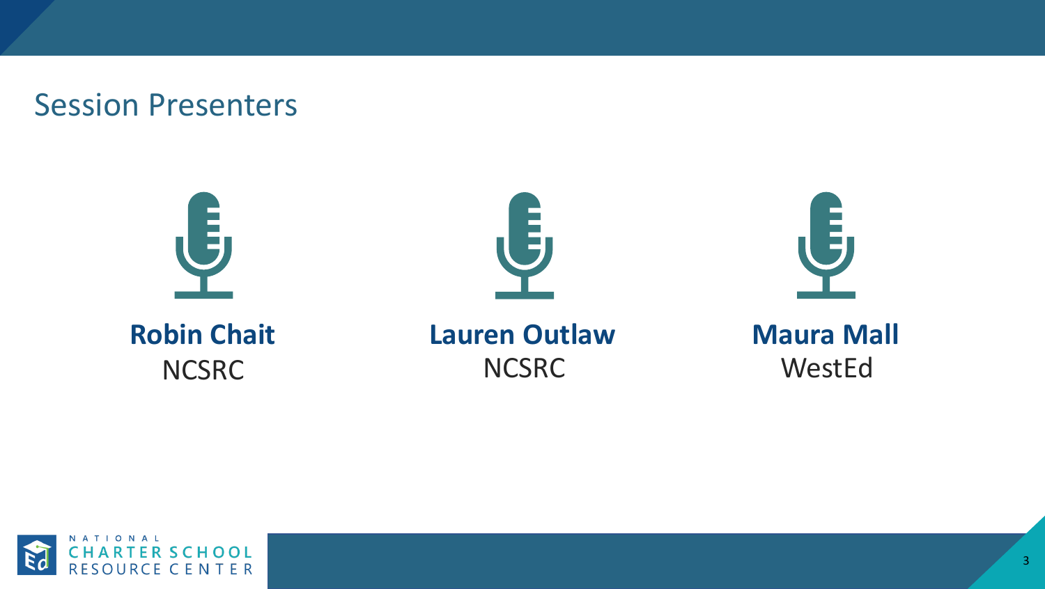# Session Presenters

**Robin Chait**
NCSRC

**Lauren Outlaw**
NCSRC

**Maura Mall**
WestEd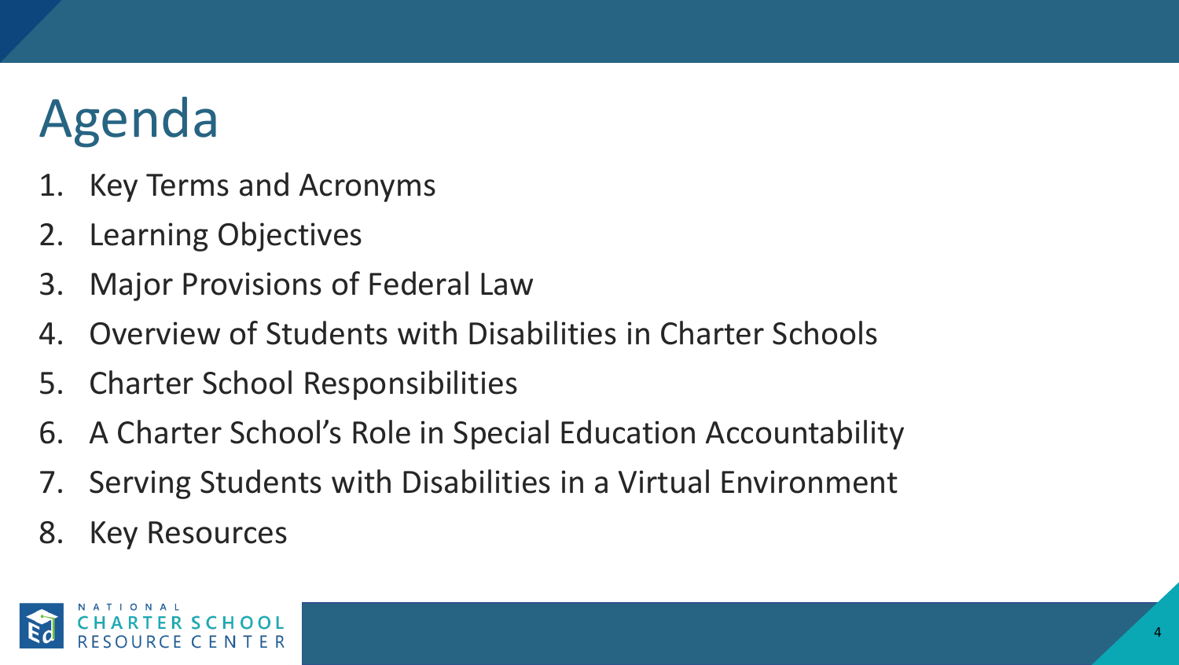# Agenda

1. Key Terms and Acronyms
2. Learning Objectives
3. Major Provisions of Federal Law
4. Overview of Students with Disabilities in Charter Schools
5. Charter School Responsibilities
6. A Charter School's Role in Special Education Accountability
7. Serving Students with Disabilities in a Virtual Environment
8. Key Resources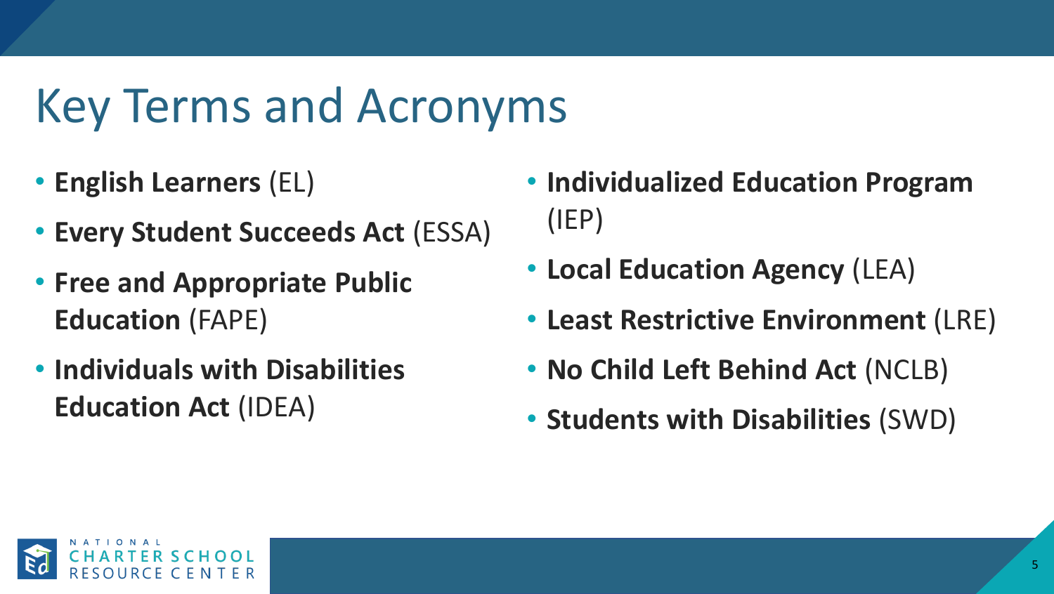# Key Terms and Acronyms

- **English Learners** (EL)
- **Every Student Succeeds Act** (ESSA)
- **Free and Appropriate Public Education** (FAPE)
- **Individuals with Disabilities Education Act** (IDEA)
- **Individualized Education Program** (IEP)
- **Local Education Agency** (LEA)
- **Least Restrictive Environment** (LRE)
- **No Child Left Behind Act** (NCLB)
- **Students with Disabilities** (SWD)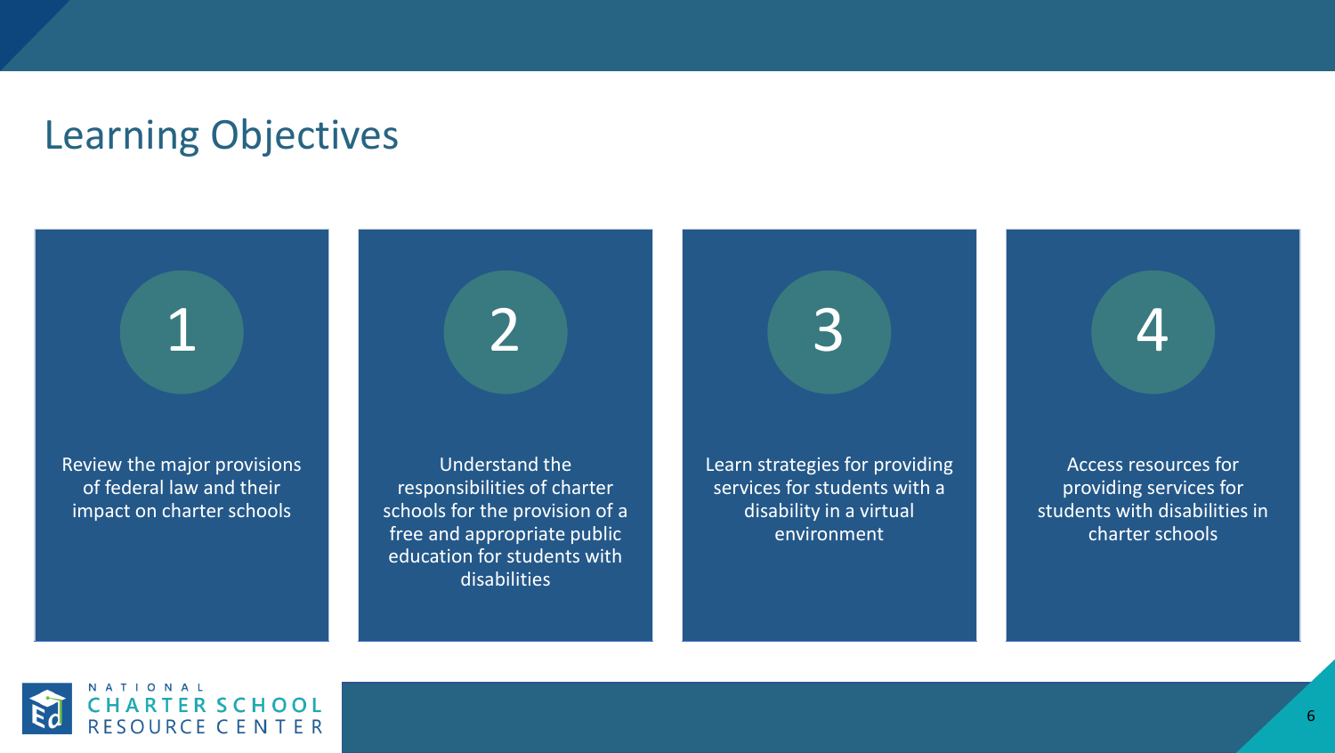# Learning Objectives

1. Review the major provisions of federal law and their impact on charter schools
2. Understand the responsibilities of charter schools for the provision of a free and appropriate public education for students with disabilities
3. Learn strategies for providing services for students with a disability in a virtual environment
4. Access resources for providing services for students with disabilities in charter schools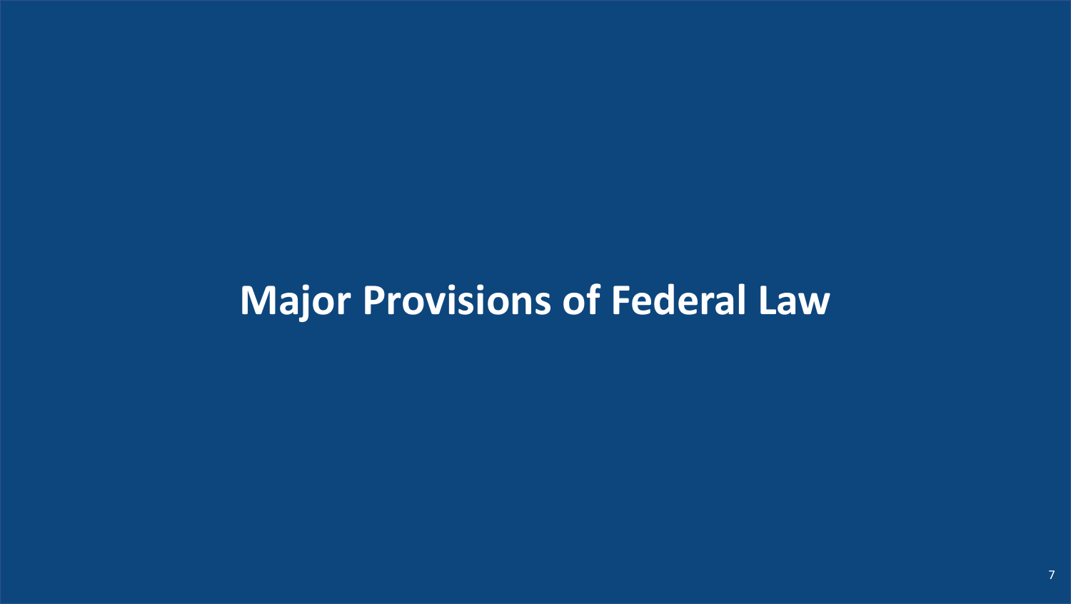# Major Provisions of Federal Law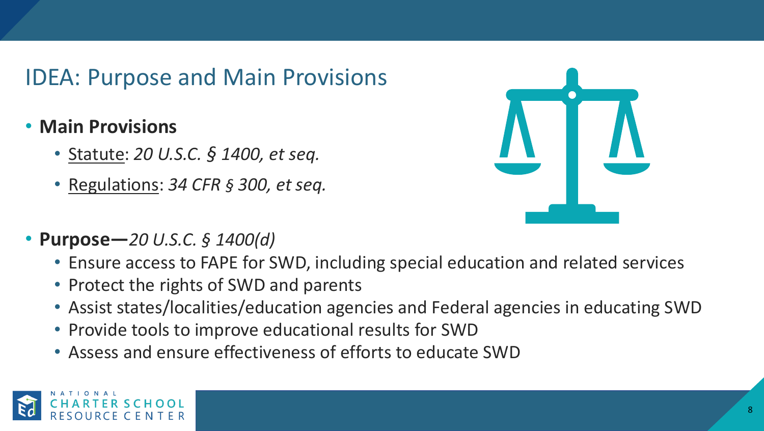# IDEA: Purpose and Main Provisions

- **Main Provisions**
  - <u>Statute</u>: *20 U.S.C. § 1400, et seq.*
  - <u>Regulations</u>: *34 CFR § 300, et seq.*
- **Purpose—***20 U.S.C. § 1400(d)*
  - Ensure access to FAPE for SWD, including special education and related services
  - Protect the rights of SWD and parents
  - Assist states/localities/education agencies and Federal agencies in educating SWD
  - Provide tools to improve educational results for SWD
  - Assess and ensure effectiveness of efforts to educate SWD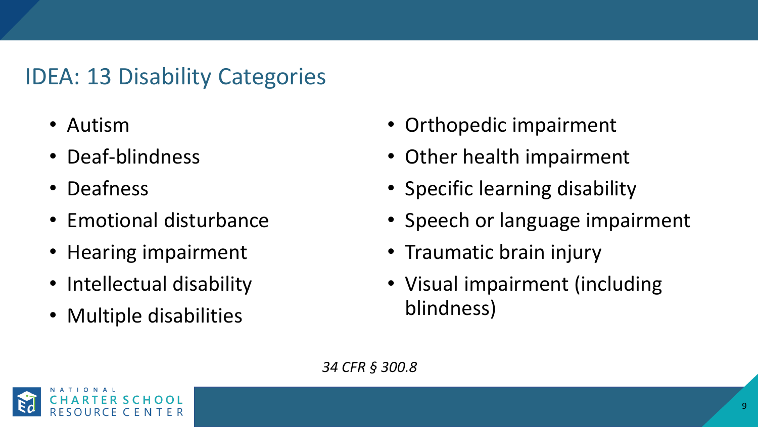## IDEA: 13 Disability Categories

- Autism
- Deaf-blindness
- Deafness
- Emotional disturbance
- Hearing impairment
- Intellectual disability
- Multiple disabilities
- Orthopedic impairment
- Other health impairment
- Specific learning disability
- Speech or language impairment
- Traumatic brain injury
- Visual impairment (including blindness)

*34 CFR § 300.8*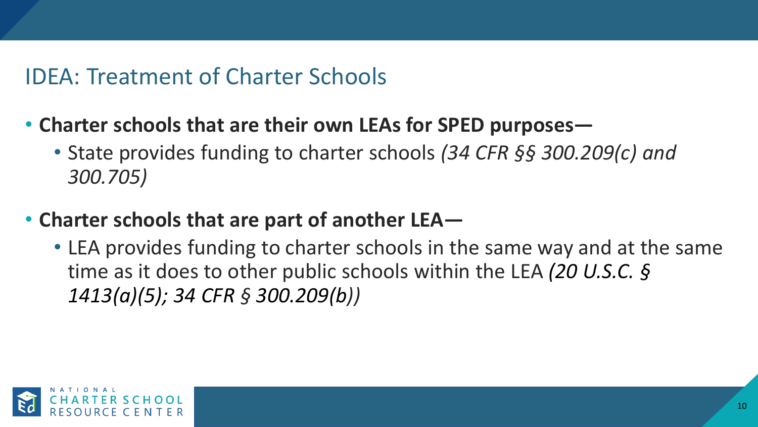## IDEA: Treatment of Charter Schools

- **Charter schools that are their own LEAs for SPED purposes—**
  - State provides funding to charter schools *(34 CFR §§ 300.209(c) and 300.705)*
- **Charter schools that are part of another LEA—**
  - LEA provides funding to charter schools in the same way and at the same time as it does to other public schools within the LEA *(20 U.S.C. § 1413(a)(5); 34 CFR § 300.209(b))*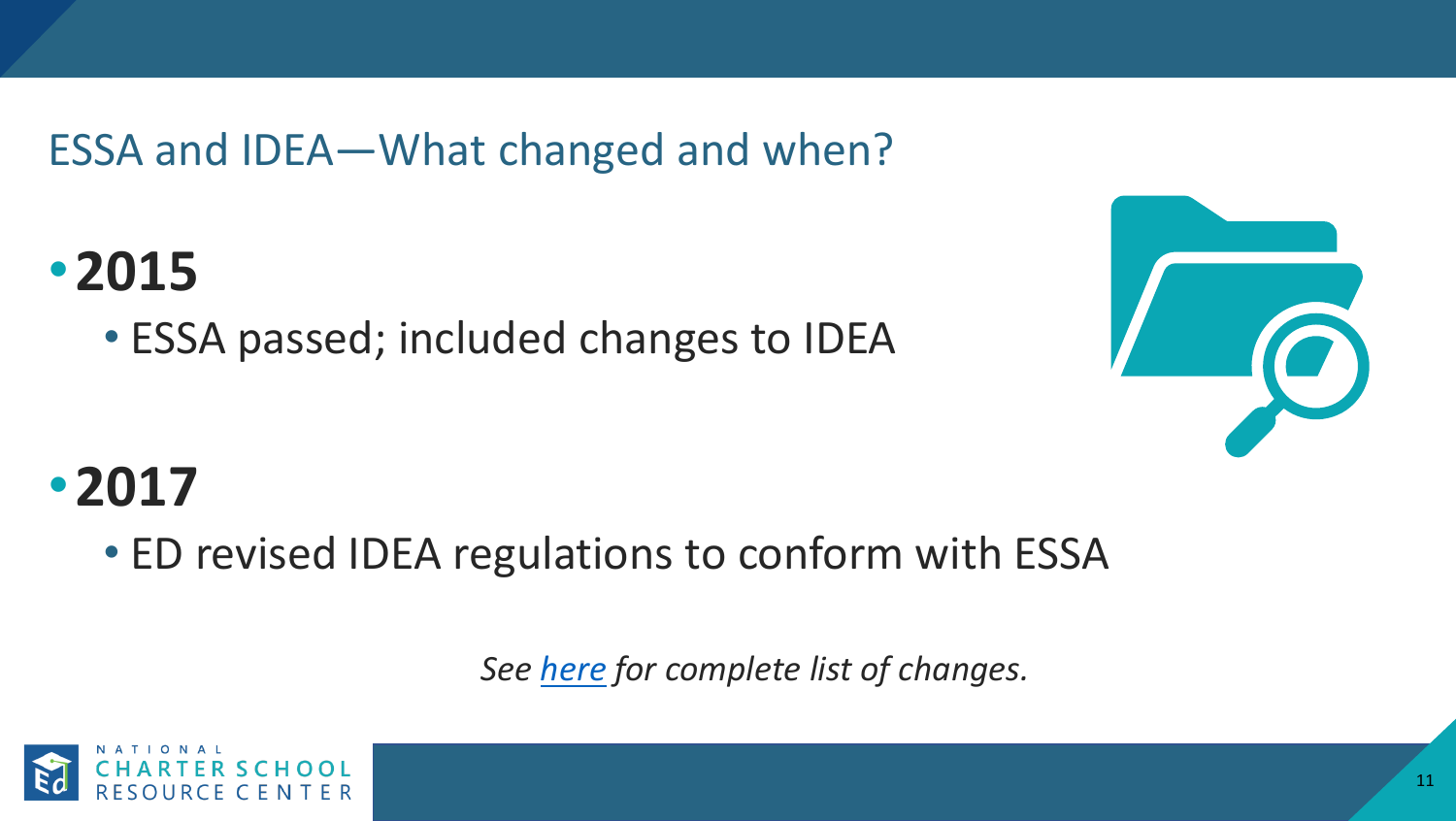## ESSA and IDEA—What changed and when?

- **2015**
  - ESSA passed; included changes to IDEA
- **2017**
  - ED revised IDEA regulations to conform with ESSA

*See [here](#) for complete list of changes.*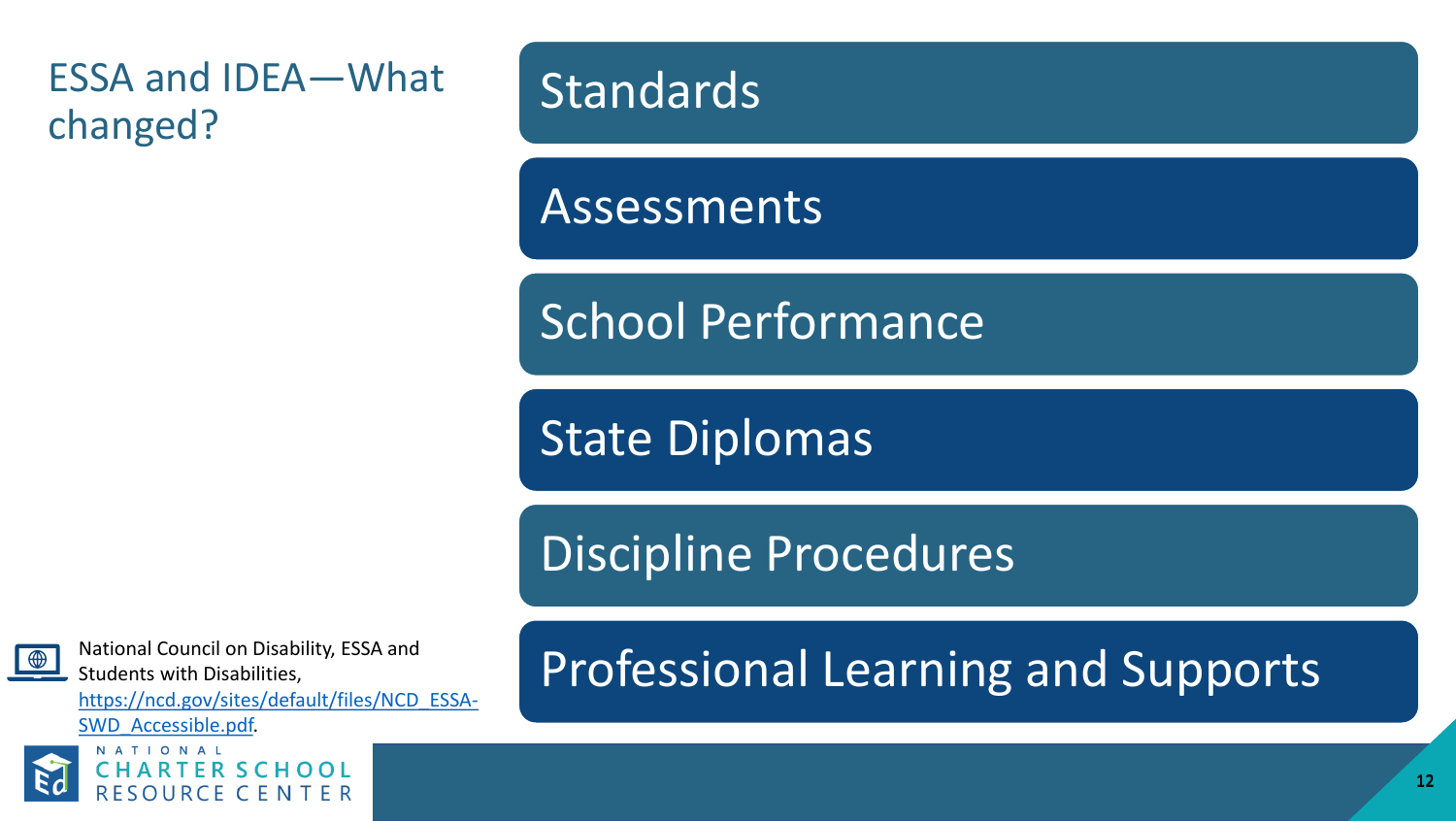# ESSA and IDEA—What changed?

- Standards
- Assessments
- School Performance
- State Diplomas
- Discipline Procedures
- Professional Learning and Supports

National Council on Disability, ESSA and Students with Disabilities, https://ncd.gov/sites/default/files/NCD_ESSA-SWD_Accessible.pdf.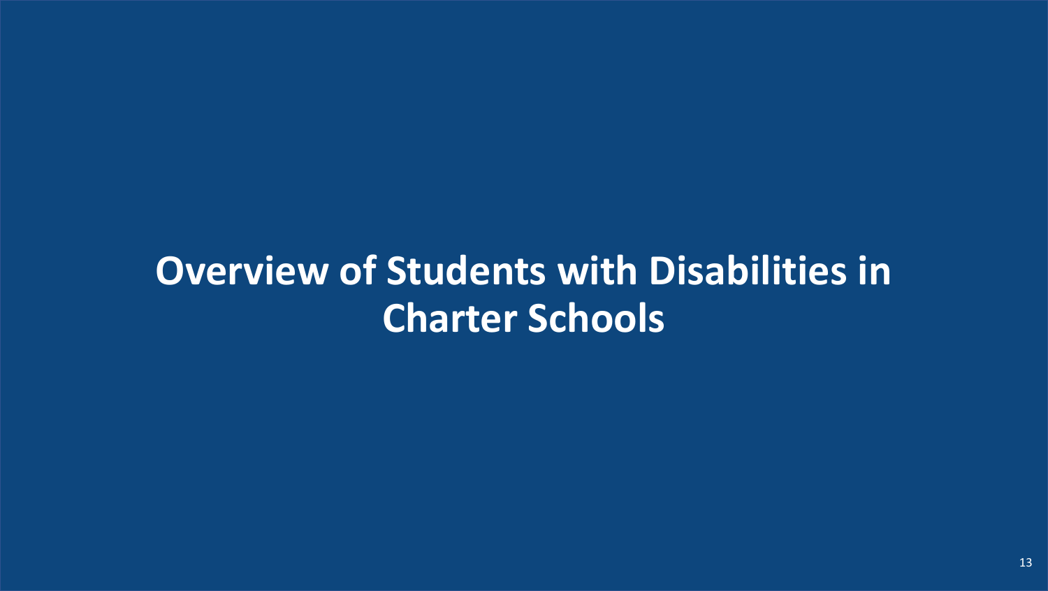# Overview of Students with Disabilities in Charter Schools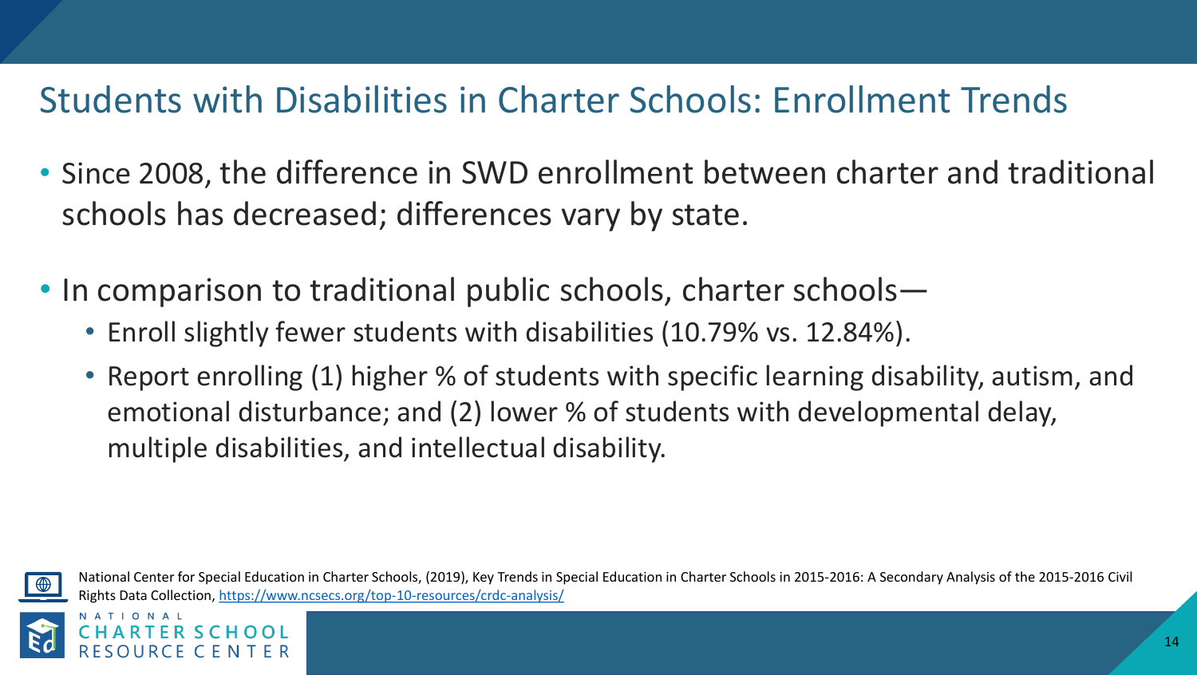# Students with Disabilities in Charter Schools: Enrollment Trends

- Since 2008, the difference in SWD enrollment between charter and traditional schools has decreased; differences vary by state.
- In comparison to traditional public schools, charter schools—
  - Enroll slightly fewer students with disabilities (10.79% vs. 12.84%).
  - Report enrolling (1) higher % of students with specific learning disability, autism, and emotional disturbance; and (2) lower % of students with developmental delay, multiple disabilities, and intellectual disability.

National Center for Special Education in Charter Schools, (2019), Key Trends in Special Education in Charter Schools in 2015-2016: A Secondary Analysis of the 2015-2016 Civil Rights Data Collection, https://www.ncsecs.org/top-10-resources/crdc-analysis/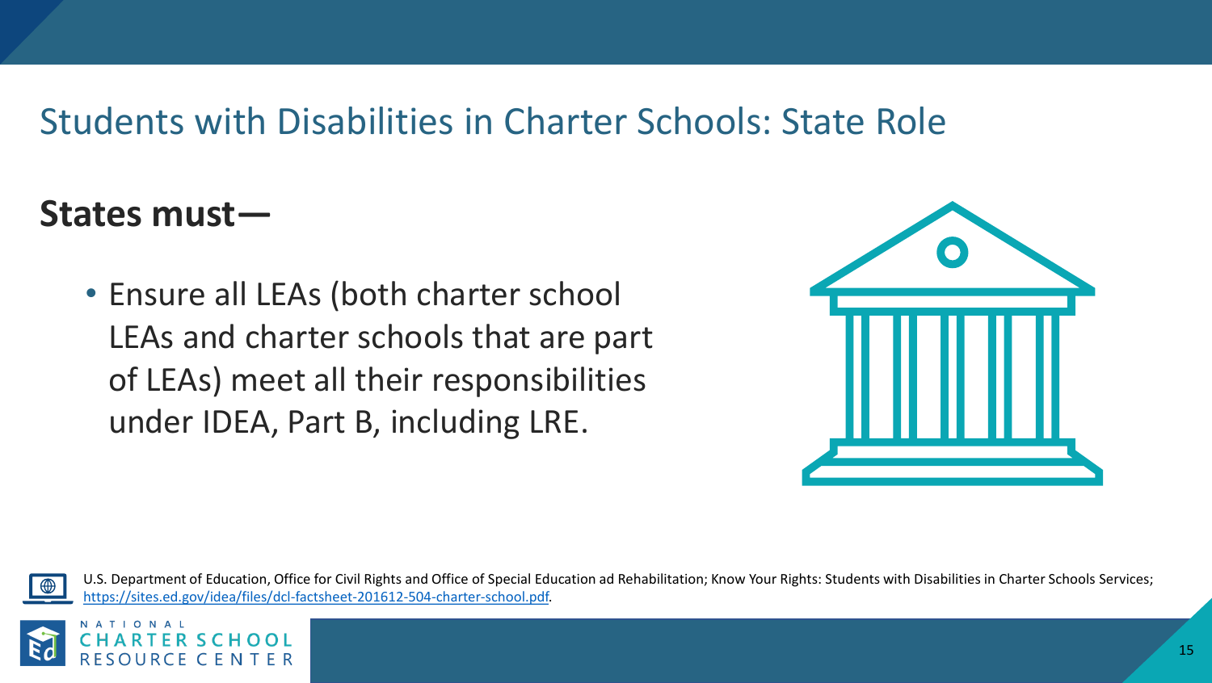# Students with Disabilities in Charter Schools: State Role

**States must—**

- Ensure all LEAs (both charter school LEAs and charter schools that are part of LEAs) meet all their responsibilities under IDEA, Part B, including LRE.

U.S. Department of Education, Office for Civil Rights and Office of Special Education ad Rehabilitation; Know Your Rights: Students with Disabilities in Charter Schools Services; https://sites.ed.gov/idea/files/dcl-factsheet-201612-504-charter-school.pdf.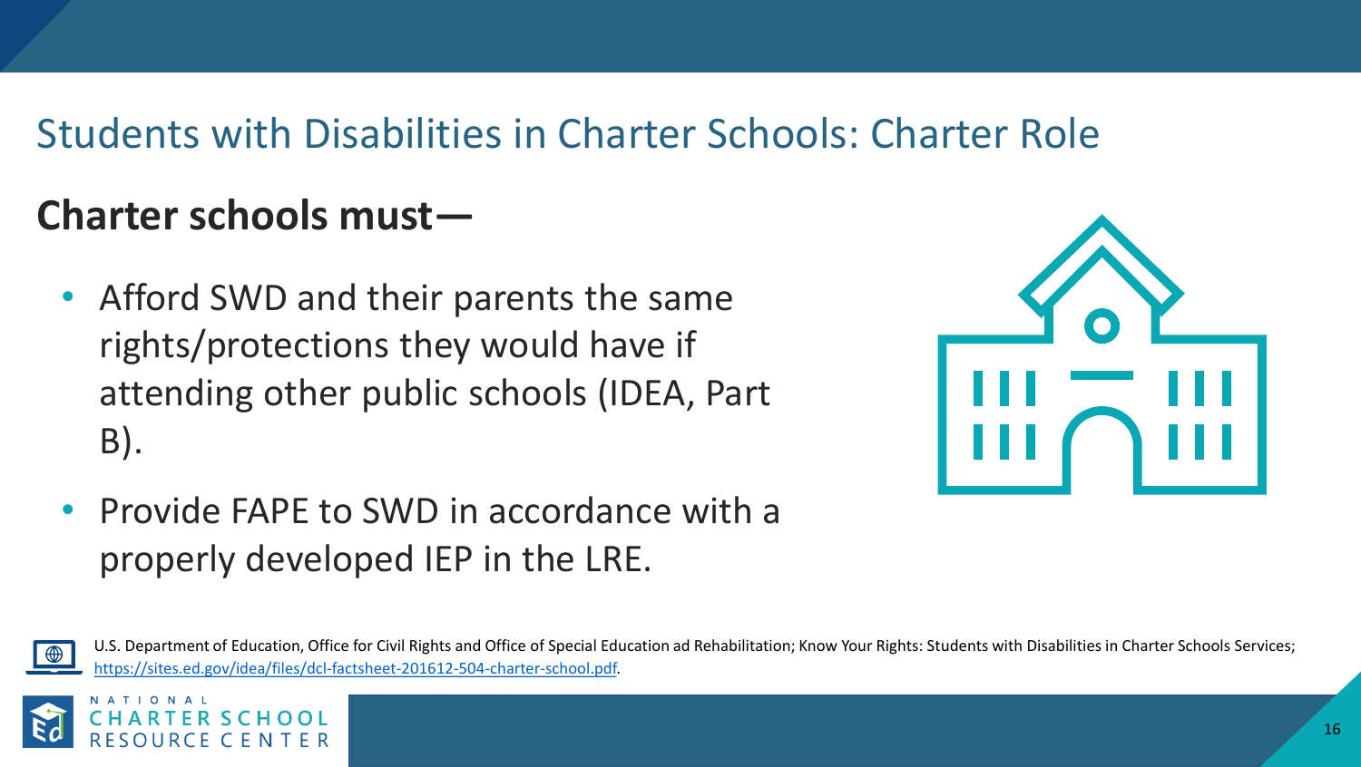## Students with Disabilities in Charter Schools: Charter Role

**Charter schools must—**

- Afford SWD and their parents the same rights/protections they would have if attending other public schools (IDEA, Part B).
- Provide FAPE to SWD in accordance with a properly developed IEP in the LRE.

U.S. Department of Education, Office for Civil Rights and Office of Special Education ad Rehabilitation; Know Your Rights: Students with Disabilities in Charter Schools Services; https://sites.ed.gov/idea/files/dcl-factsheet-201612-504-charter-school.pdf.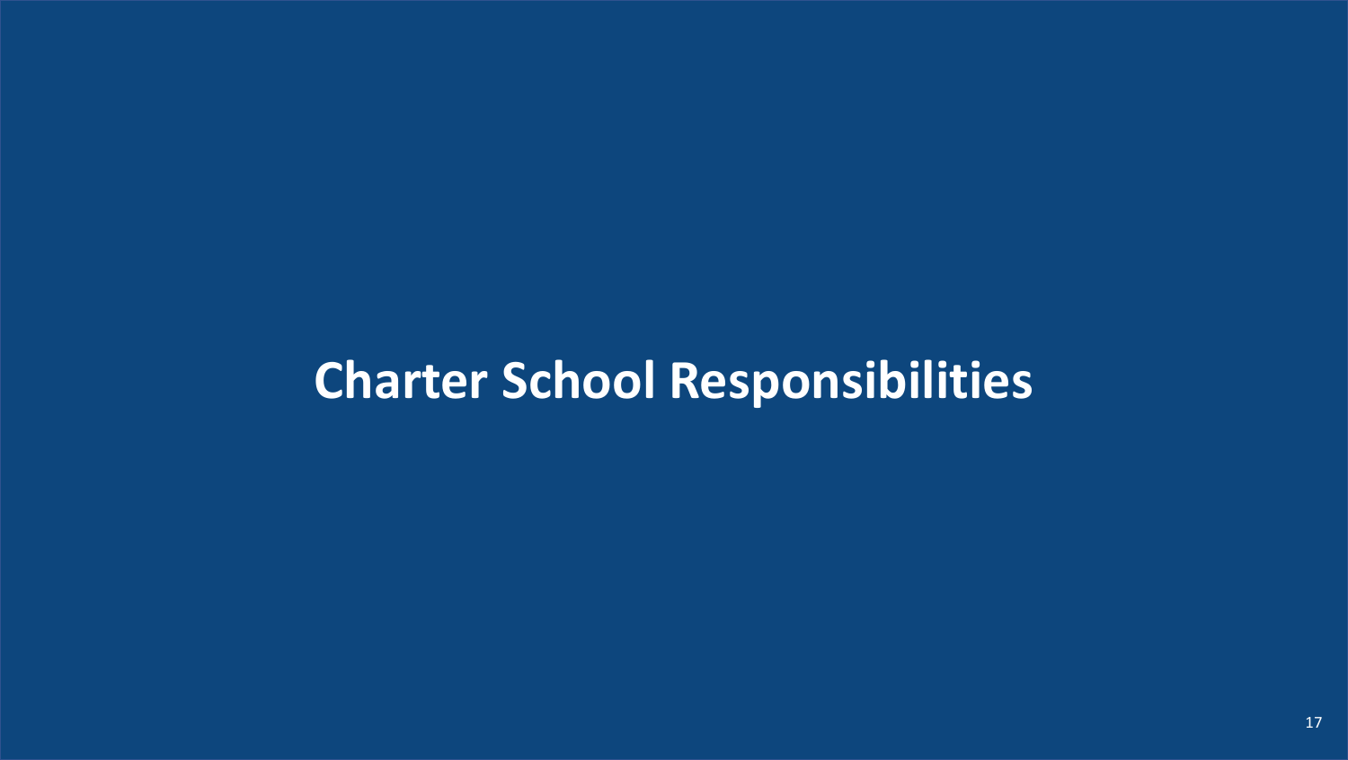# Charter School Responsibilities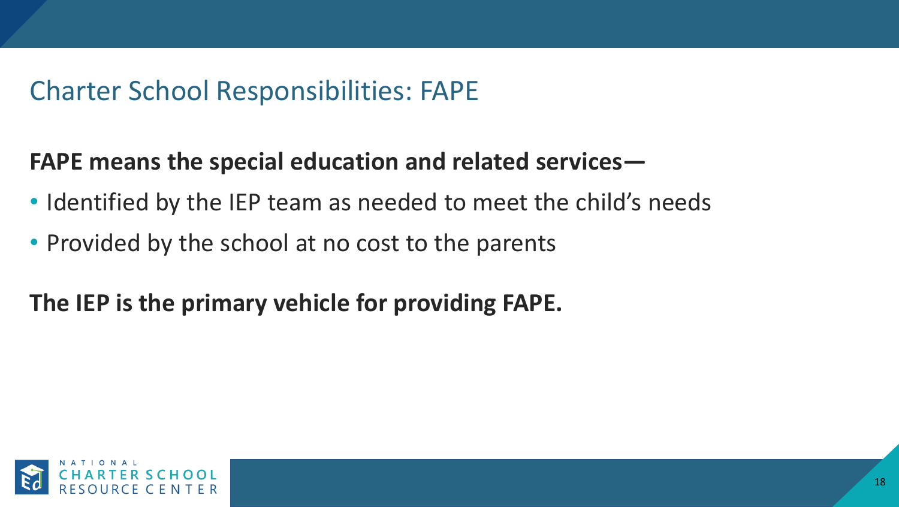## Charter School Responsibilities: FAPE

**FAPE means the special education and related services—**

- Identified by the IEP team as needed to meet the child's needs
- Provided by the school at no cost to the parents

**The IEP is the primary vehicle for providing FAPE.**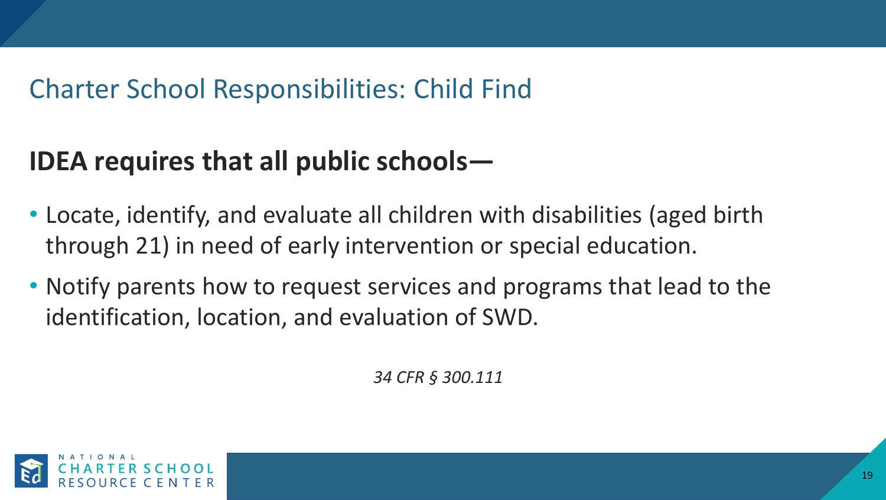## Charter School Responsibilities: Child Find

**IDEA requires that all public schools—**

- Locate, identify, and evaluate all children with disabilities (aged birth through 21) in need of early intervention or special education.
- Notify parents how to request services and programs that lead to the identification, location, and evaluation of SWD.

*34 CFR § 300.111*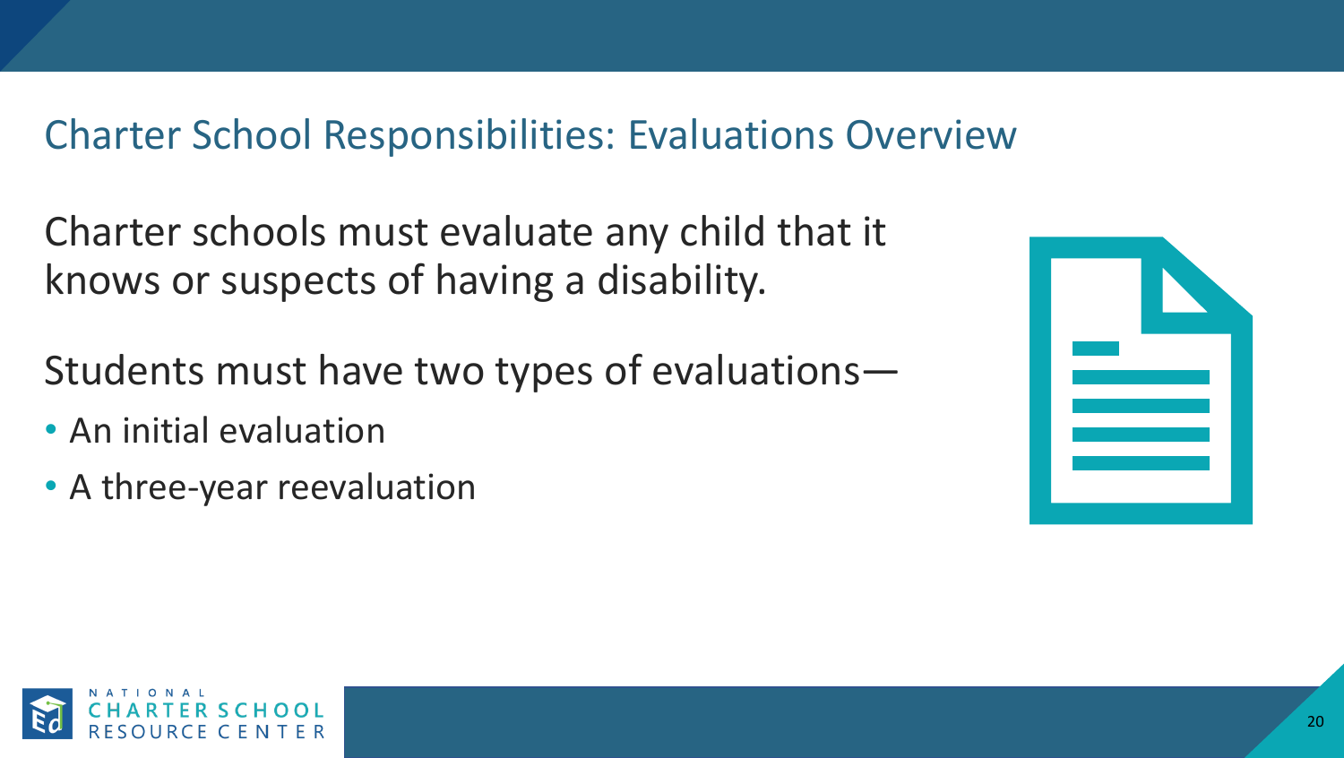## Charter School Responsibilities: Evaluations Overview

Charter schools must evaluate any child that it knows or suspects of having a disability.

Students must have two types of evaluations—

- An initial evaluation
- A three-year reevaluation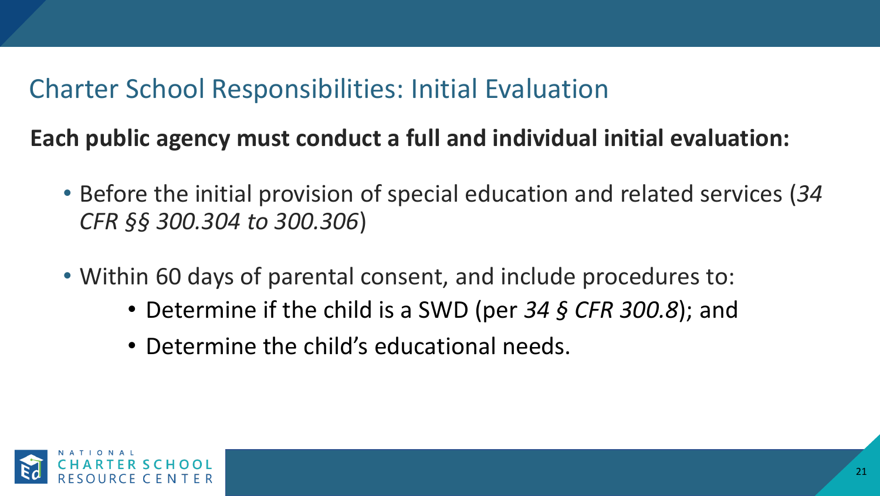## Charter School Responsibilities: Initial Evaluation

**Each public agency must conduct a full and individual initial evaluation:**

- Before the initial provision of special education and related services (*34 CFR §§ 300.304 to 300.306*)
- Within 60 days of parental consent, and include procedures to:
  - Determine if the child is a SWD (per *34 § CFR 300.8*); and
  - Determine the child's educational needs.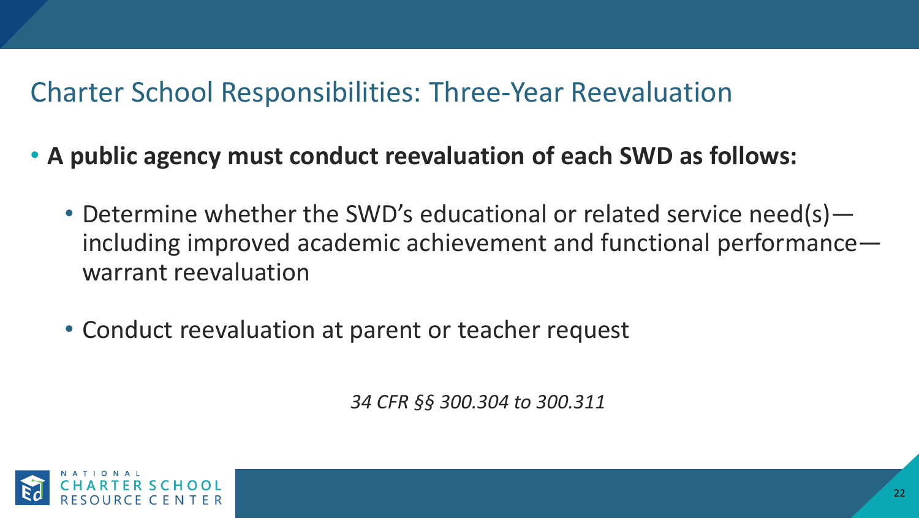## Charter School Responsibilities: Three-Year Reevaluation

- **A public agency must conduct reevaluation of each SWD as follows:**
  - Determine whether the SWD's educational or related service need(s)—including improved academic achievement and functional performance—warrant reevaluation
  - Conduct reevaluation at parent or teacher request

*34 CFR §§ 300.304 to 300.311*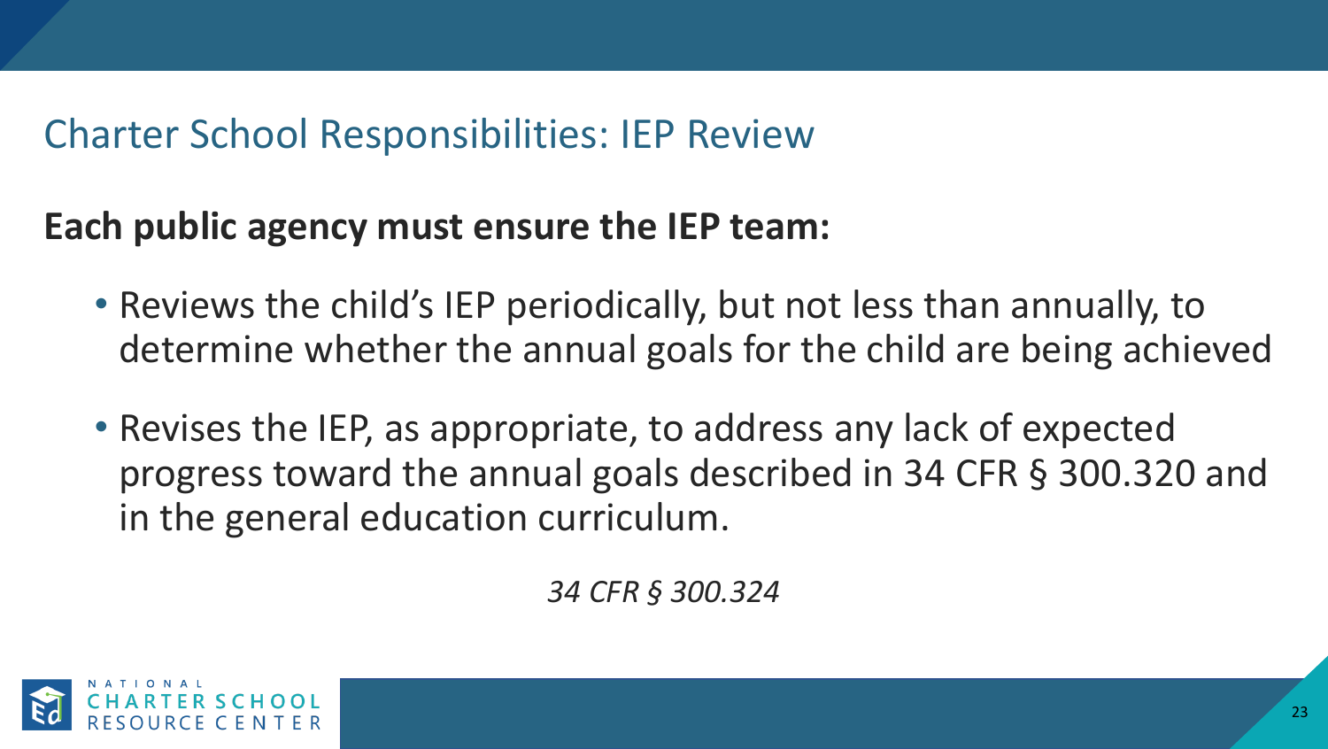## Charter School Responsibilities: IEP Review

**Each public agency must ensure the IEP team:**

- Reviews the child's IEP periodically, but not less than annually, to determine whether the annual goals for the child are being achieved
- Revises the IEP, as appropriate, to address any lack of expected progress toward the annual goals described in 34 CFR § 300.320 and in the general education curriculum.

*34 CFR § 300.324*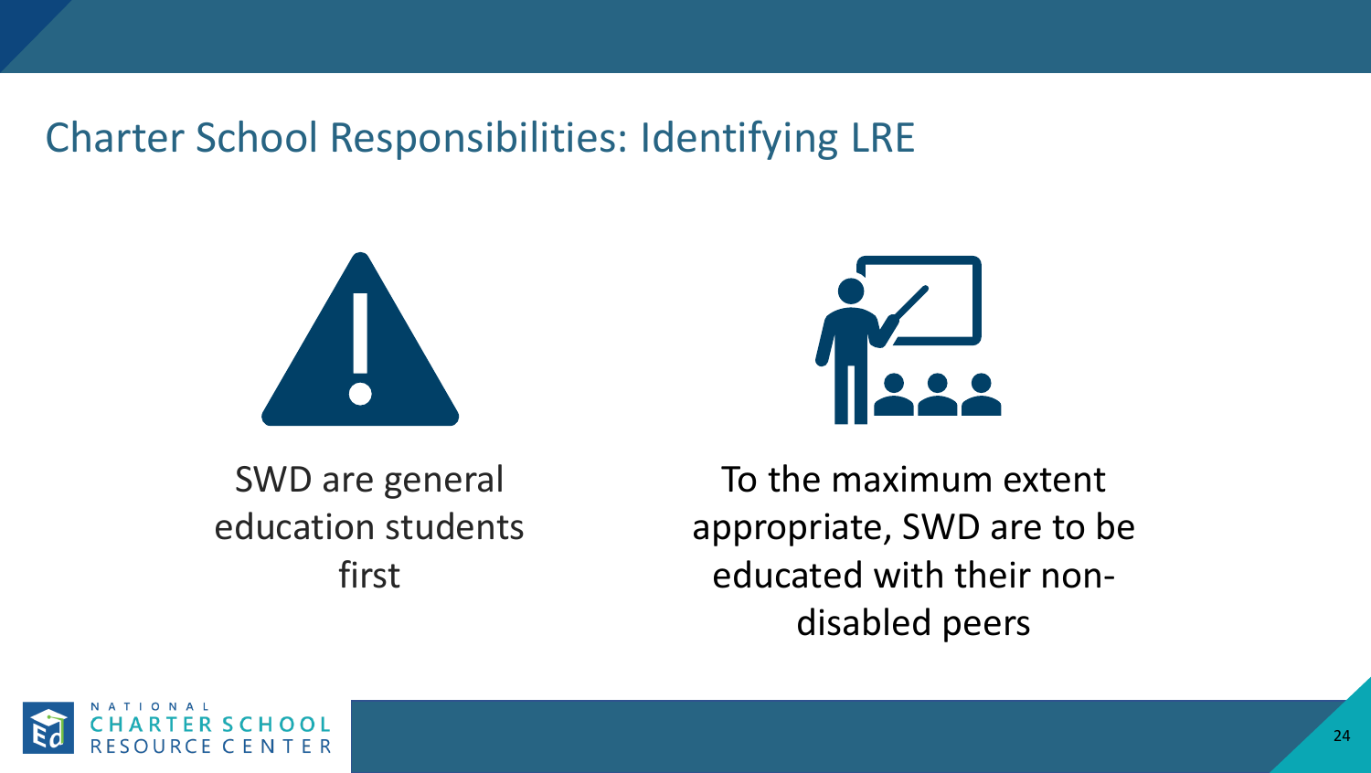## Charter School Responsibilities: Identifying LRE

SWD are general education students first

To the maximum extent appropriate, SWD are to be educated with their non-disabled peers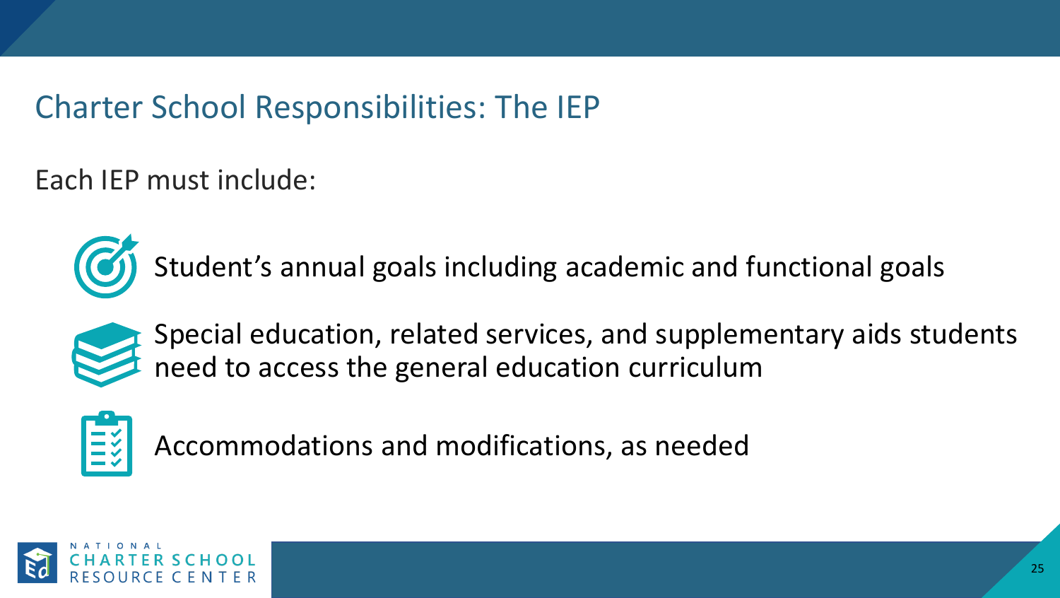# Charter School Responsibilities: The IEP

Each IEP must include:

- Student's annual goals including academic and functional goals
- Special education, related services, and supplementary aids students need to access the general education curriculum
- Accommodations and modifications, as needed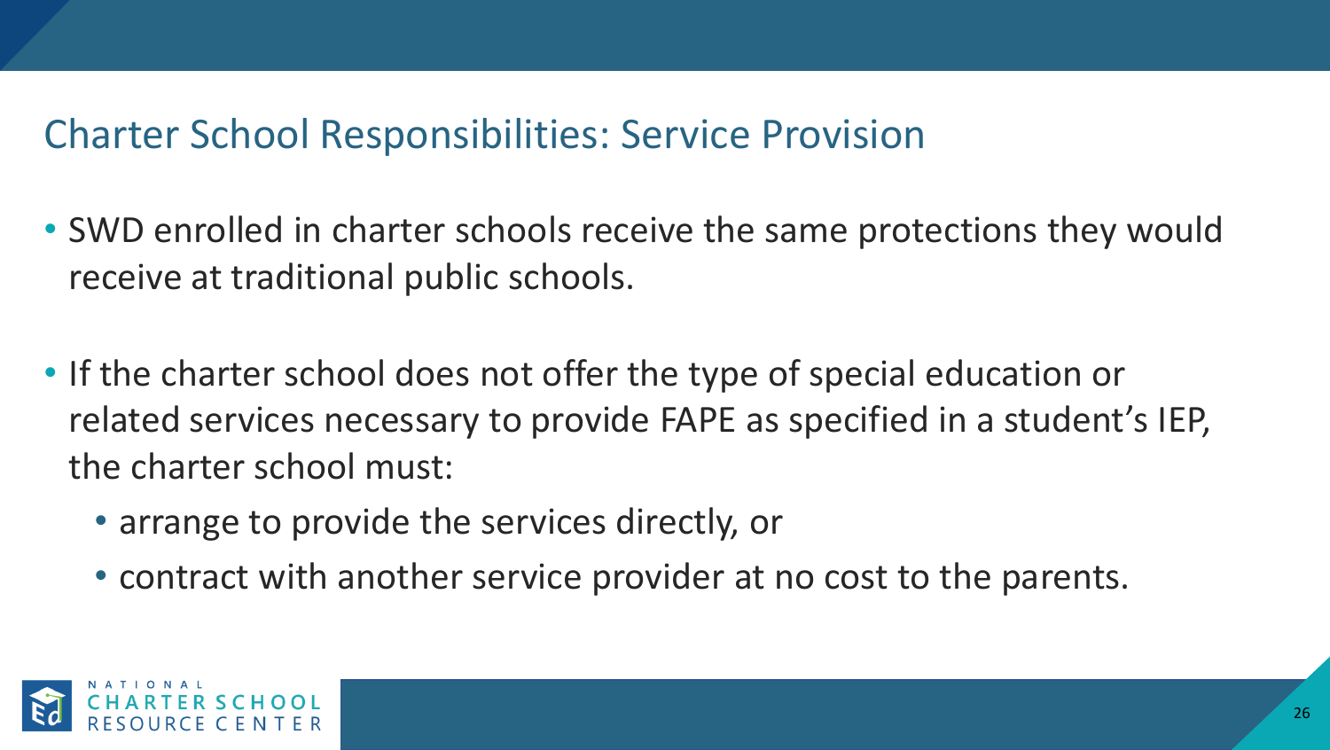## Charter School Responsibilities: Service Provision

- SWD enrolled in charter schools receive the same protections they would receive at traditional public schools.
- If the charter school does not offer the type of special education or related services necessary to provide FAPE as specified in a student's IEP, the charter school must:
  - arrange to provide the services directly, or
  - contract with another service provider at no cost to the parents.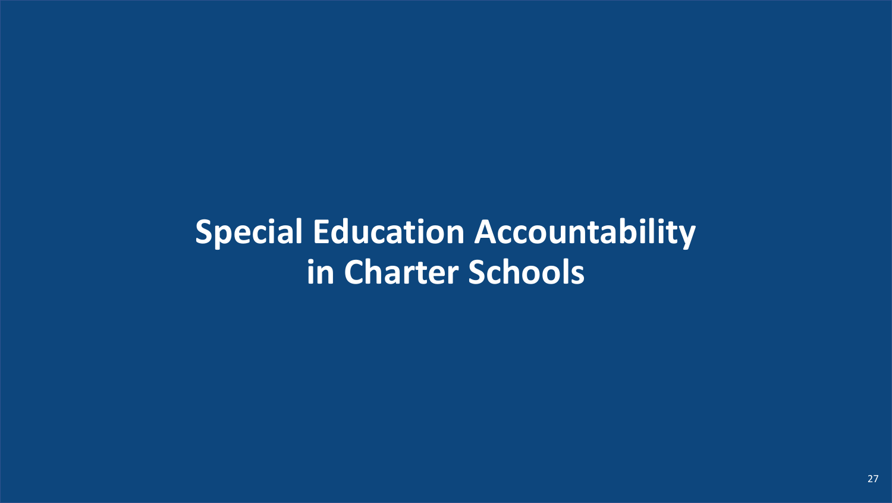# Special Education Accountability in Charter Schools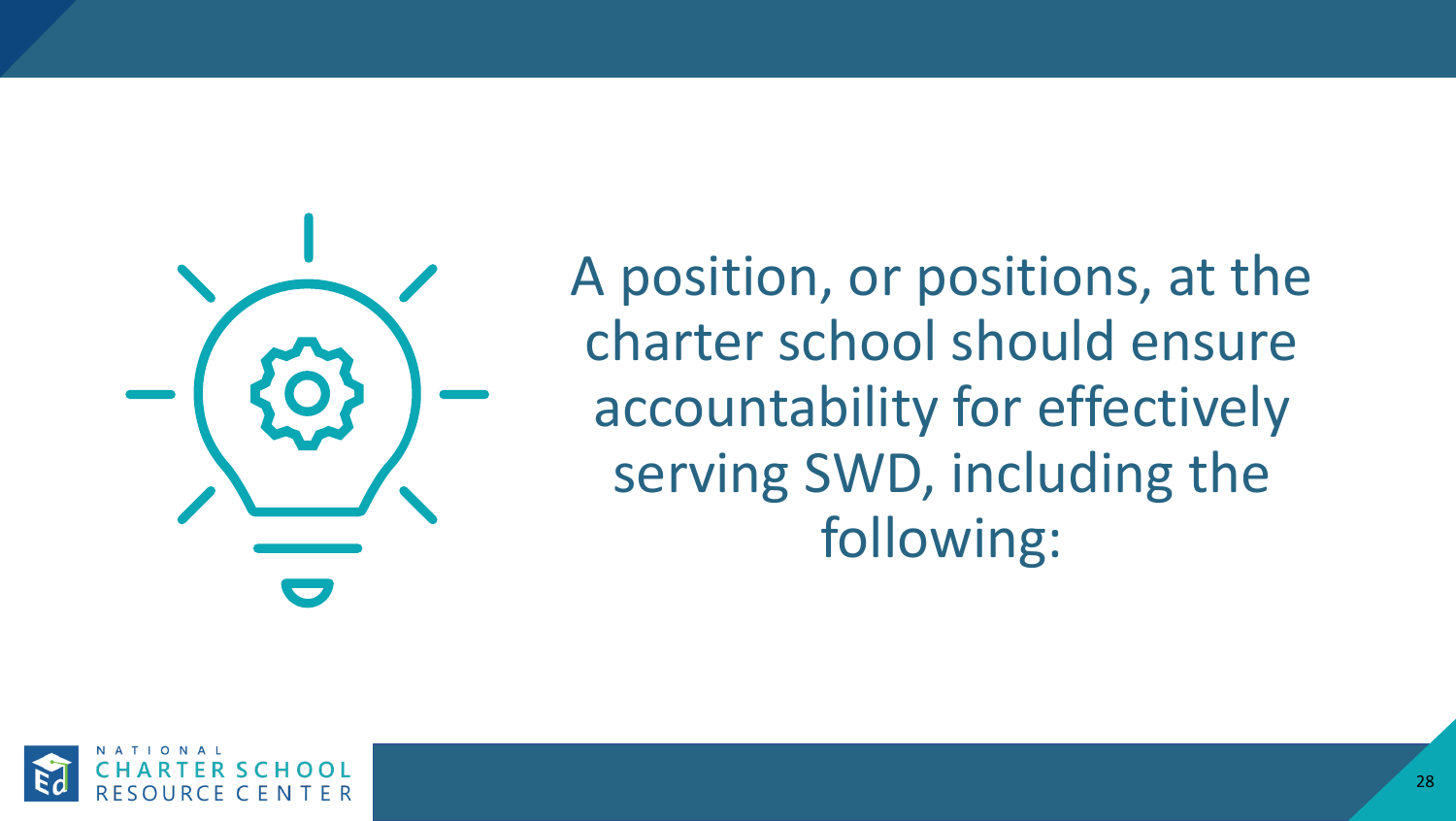A position, or positions, at the charter school should ensure accountability for effectively serving SWD, including the following: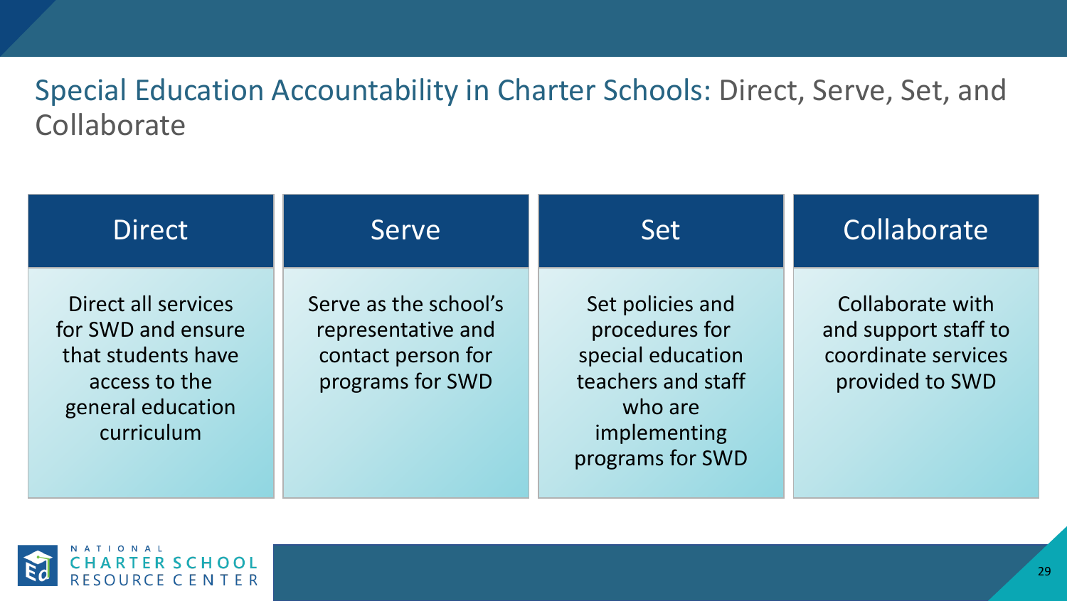# Special Education Accountability in Charter Schools: Direct, Serve, Set, and Collaborate

| Direct | Serve | Set | Collaborate |
|---|---|---|---|
| Direct all services for SWD and ensure that students have access to the general education curriculum | Serve as the school's representative and contact person for programs for SWD | Set policies and procedures for special education teachers and staff who are implementing programs for SWD | Collaborate with and support staff to coordinate services provided to SWD |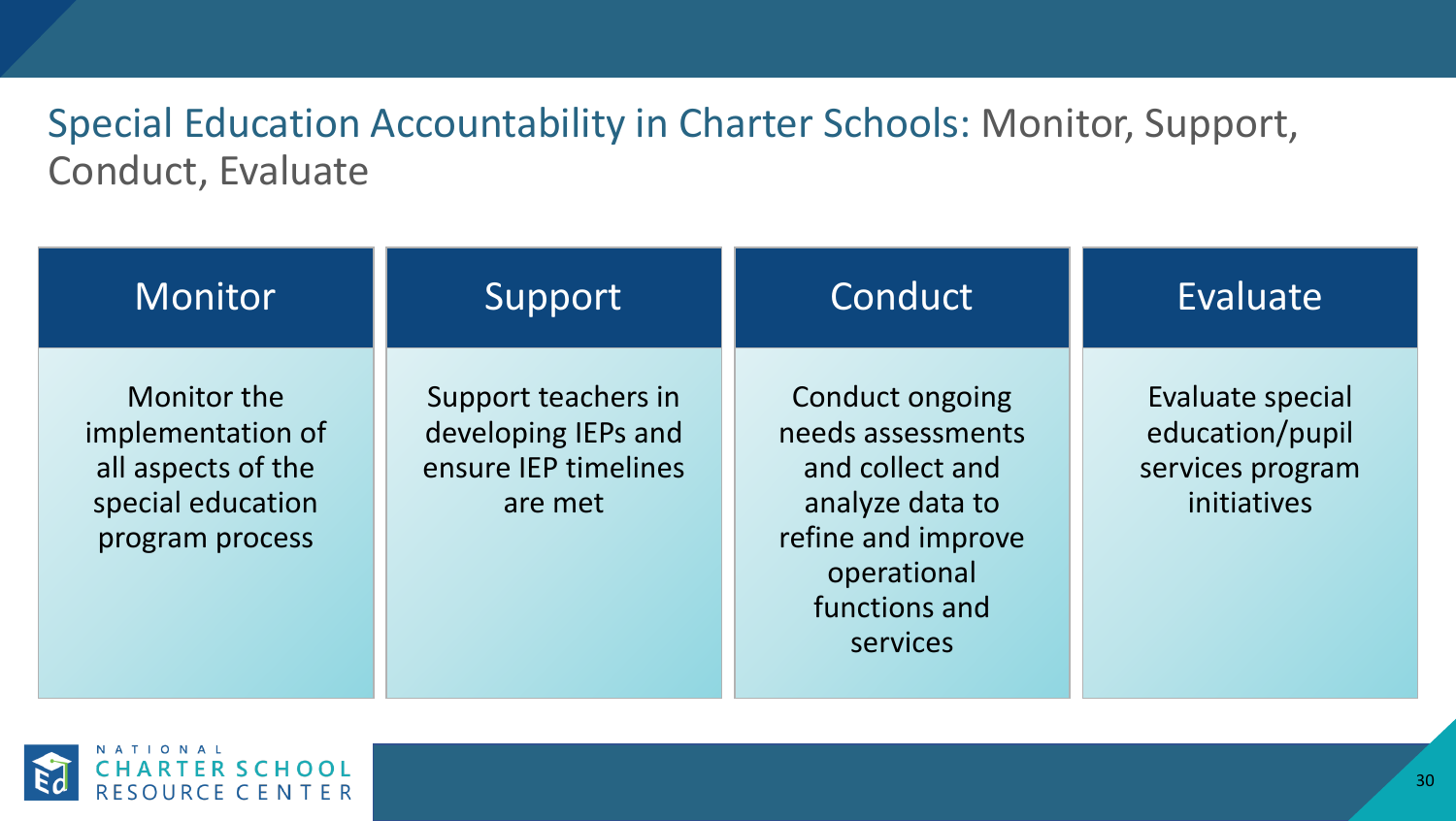# Special Education Accountability in Charter Schools: Monitor, Support, Conduct, Evaluate

| Monitor | Support | Conduct | Evaluate |
| --- | --- | --- | --- |
| Monitor the implementation of all aspects of the special education program process | Support teachers in developing IEPs and ensure IEP timelines are met | Conduct ongoing needs assessments and collect and analyze data to refine and improve operational functions and services | Evaluate special education/pupil services program initiatives |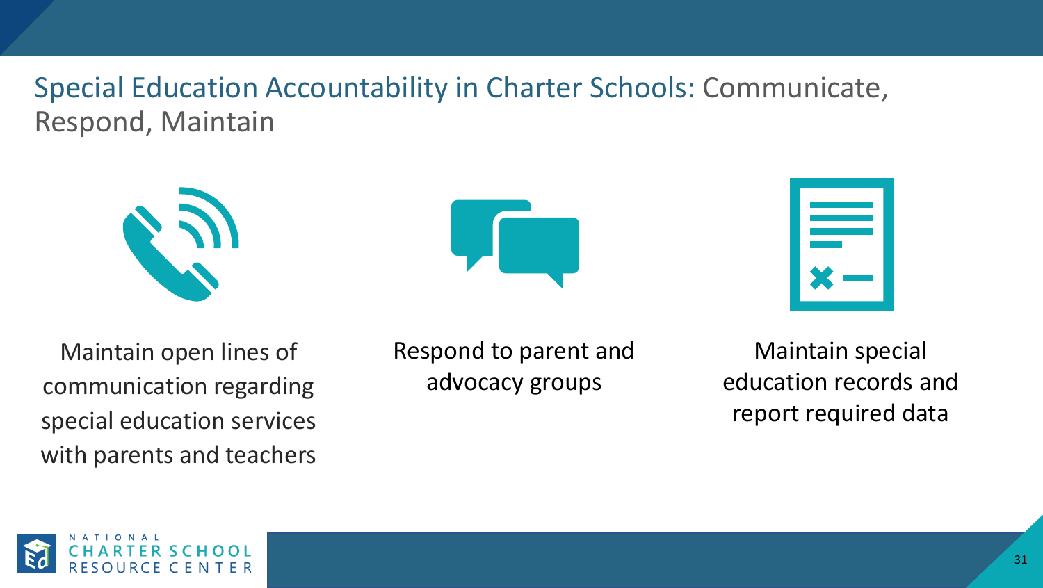# Special Education Accountability in Charter Schools: Communicate, Respond, Maintain

- Maintain open lines of communication regarding special education services with parents and teachers
- Respond to parent and advocacy groups
- Maintain special education records and report required data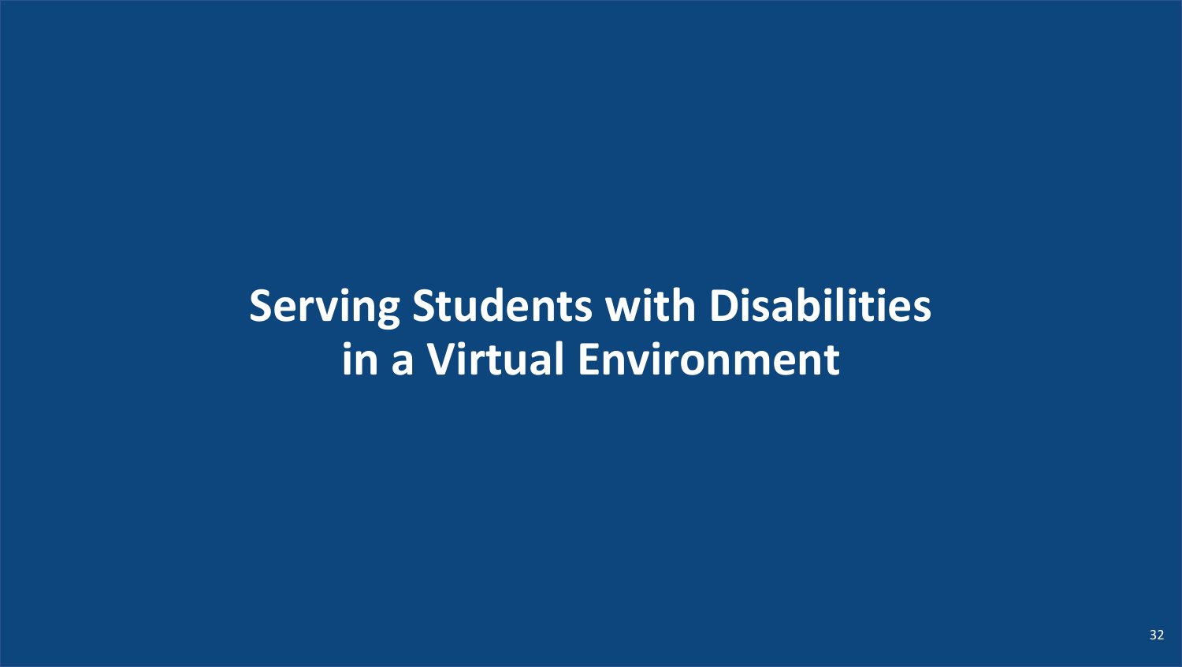# Serving Students with Disabilities in a Virtual Environment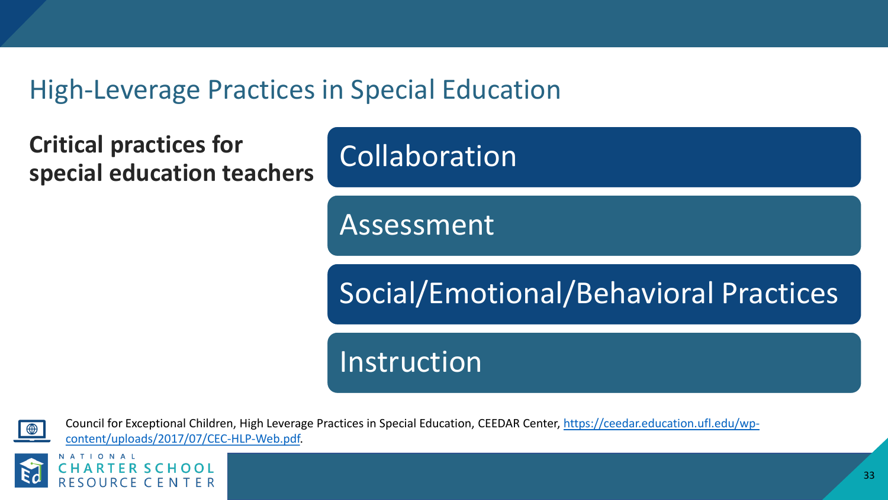# High-Leverage Practices in Special Education

**Critical practices for special education teachers**

- Collaboration
- Assessment
- Social/Emotional/Behavioral Practices
- Instruction

Council for Exceptional Children, High Leverage Practices in Special Education, CEEDAR Center, [https://ceedar.education.ufl.edu/wp-content/uploads/2017/07/CEC-HLP-Web.pdf](https://ceedar.education.ufl.edu/wp-content/uploads/2017/07/CEC-HLP-Web.pdf).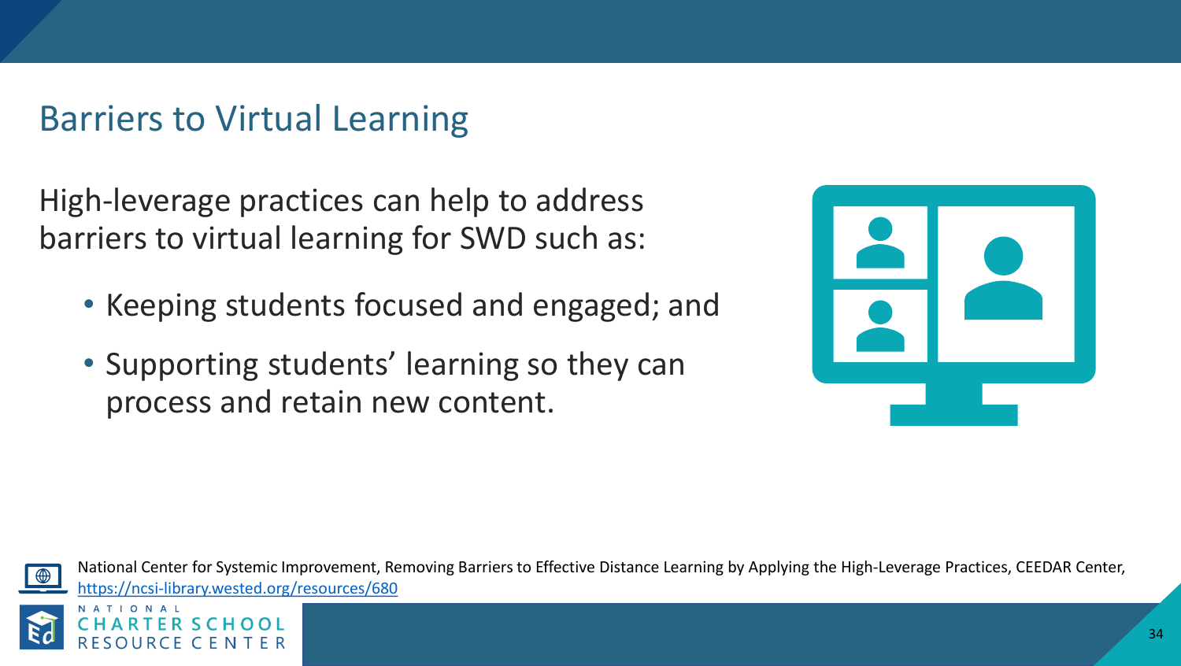## Barriers to Virtual Learning

High-leverage practices can help to address barriers to virtual learning for SWD such as:

- Keeping students focused and engaged; and
- Supporting students' learning so they can process and retain new content.

National Center for Systemic Improvement, Removing Barriers to Effective Distance Learning by Applying the High-Leverage Practices, CEEDAR Center, https://ncsi-library.wested.org/resources/680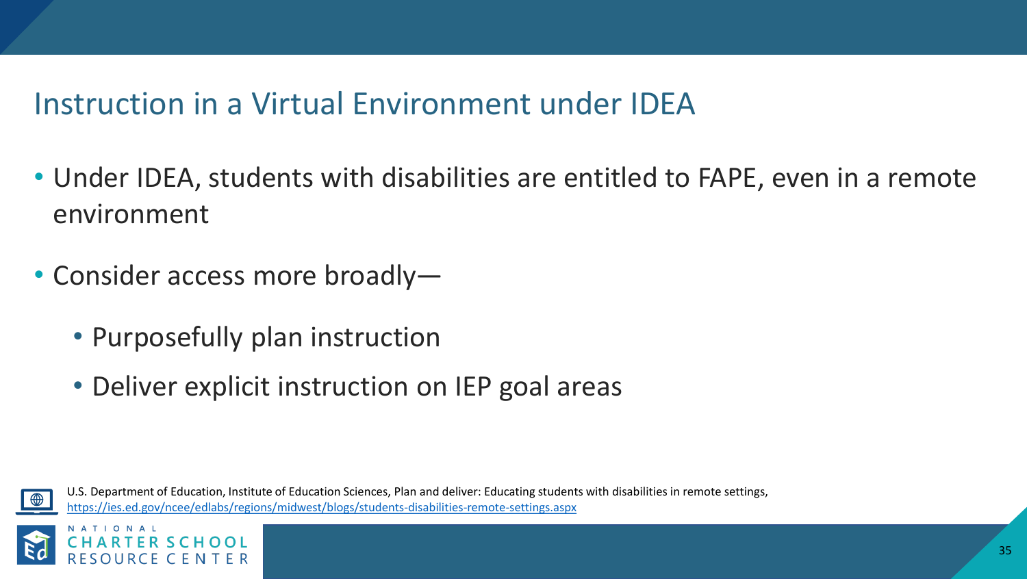# Instruction in a Virtual Environment under IDEA

- Under IDEA, students with disabilities are entitled to FAPE, even in a remote environment
- Consider access more broadly—
  - Purposefully plan instruction
  - Deliver explicit instruction on IEP goal areas

U.S. Department of Education, Institute of Education Sciences, Plan and deliver: Educating students with disabilities in remote settings, https://ies.ed.gov/ncee/edlabs/regions/midwest/blogs/students-disabilities-remote-settings.aspx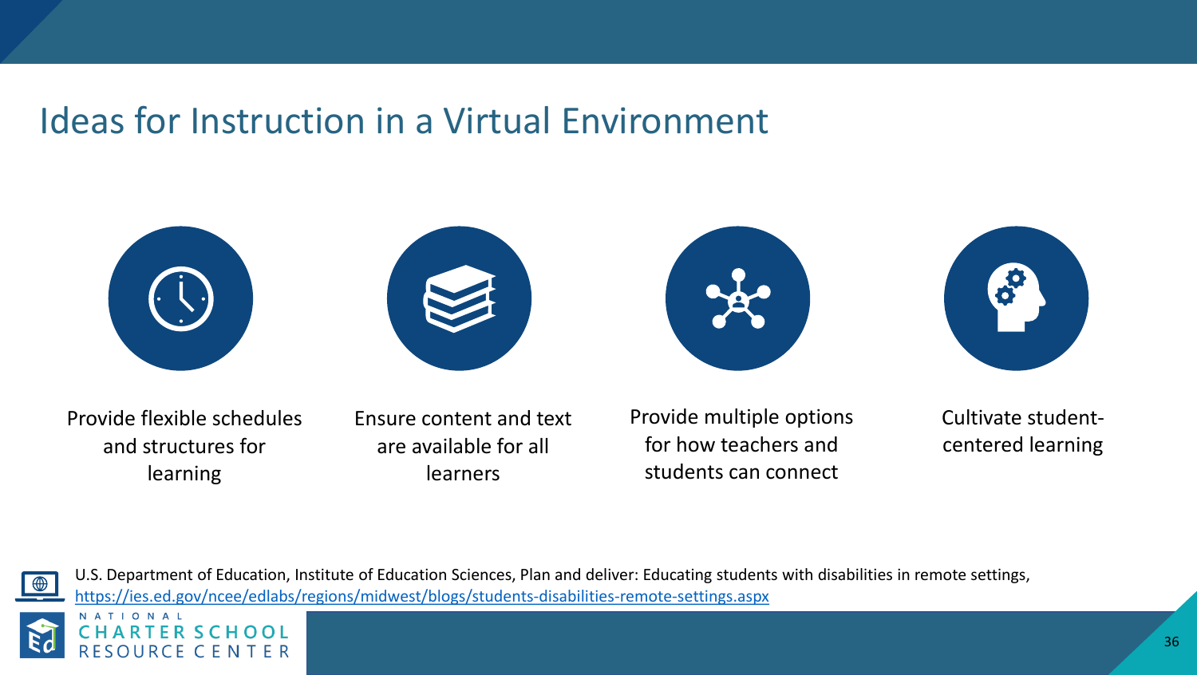# Ideas for Instruction in a Virtual Environment

- Provide flexible schedules and structures for learning
- Ensure content and text are available for all learners
- Provide multiple options for how teachers and students can connect
- Cultivate student-centered learning

U.S. Department of Education, Institute of Education Sciences, Plan and deliver: Educating students with disabilities in remote settings, https://ies.ed.gov/ncee/edlabs/regions/midwest/blogs/students-disabilities-remote-settings.aspx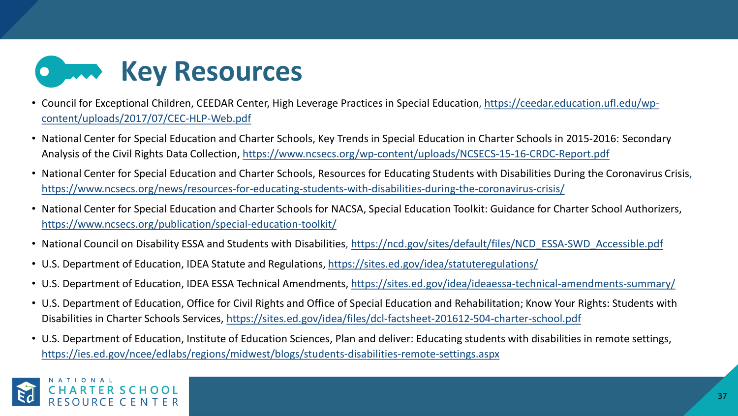# Key Resources

- Council for Exceptional Children, CEEDAR Center, High Leverage Practices in Special Education, https://ceedar.education.ufl.edu/wp-content/uploads/2017/07/CEC-HLP-Web.pdf
- National Center for Special Education and Charter Schools, Key Trends in Special Education in Charter Schools in 2015-2016: Secondary Analysis of the Civil Rights Data Collection, https://www.ncsecs.org/wp-content/uploads/NCSECS-15-16-CRDC-Report.pdf
- National Center for Special Education and Charter Schools, Resources for Educating Students with Disabilities During the Coronavirus Crisis, https://www.ncsecs.org/news/resources-for-educating-students-with-disabilities-during-the-coronavirus-crisis/
- National Center for Special Education and Charter Schools for NACSA, Special Education Toolkit: Guidance for Charter School Authorizers, https://www.ncsecs.org/publication/special-education-toolkit/
- National Council on Disability ESSA and Students with Disabilities, https://ncd.gov/sites/default/files/NCD_ESSA-SWD_Accessible.pdf
- U.S. Department of Education, IDEA Statute and Regulations, https://sites.ed.gov/idea/statuteregulations/
- U.S. Department of Education, IDEA ESSA Technical Amendments, https://sites.ed.gov/idea/ideaessa-technical-amendments-summary/
- U.S. Department of Education, Office for Civil Rights and Office of Special Education and Rehabilitation; Know Your Rights: Students with Disabilities in Charter Schools Services, https://sites.ed.gov/idea/files/dcl-factsheet-201612-504-charter-school.pdf
- U.S. Department of Education, Institute of Education Sciences, Plan and deliver: Educating students with disabilities in remote settings, https://ies.ed.gov/ncee/edlabs/regions/midwest/blogs/students-disabilities-remote-settings.aspx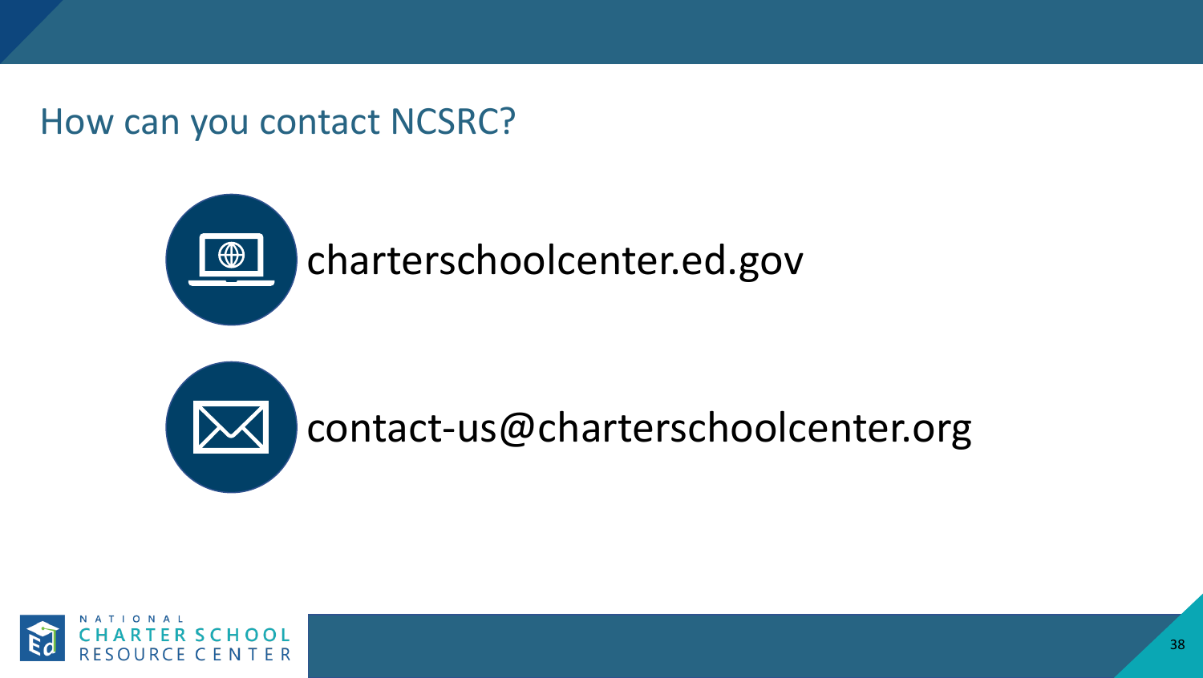## How can you contact NCSRC?

charterschoolcenter.ed.gov

contact-us@charterschoolcenter.org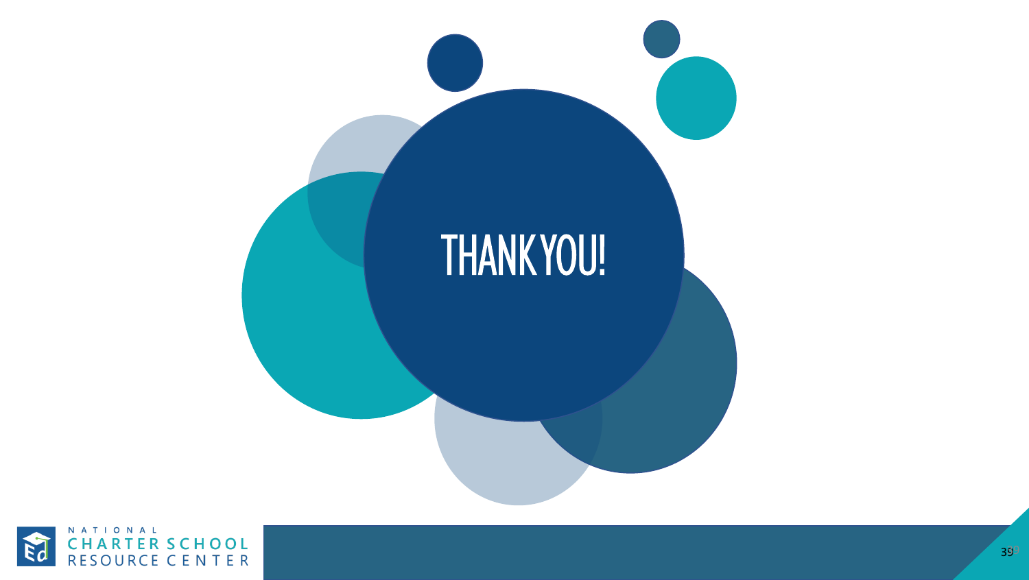# THANK YOU!

NATIONAL CHARTER SCHOOL RESOURCE CENTER